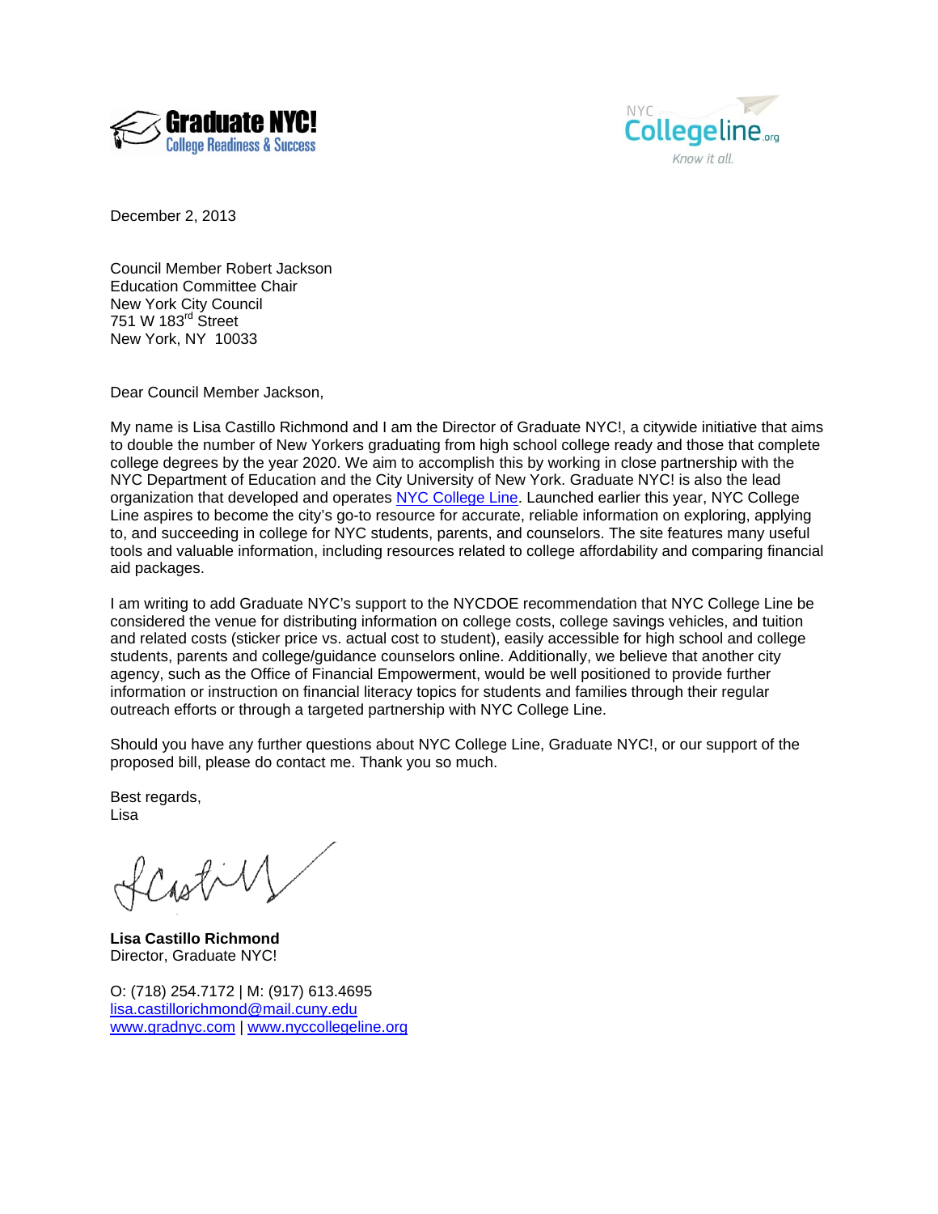**Graduate NYC!**
College Readiness & Success

NYC Collegeline.org
*Know it all.*

December 2, 2013

Council Member Robert Jackson
Education Committee Chair
New York City Council
751 W 183rd Street
New York, NY 10033

Dear Council Member Jackson,

My name is Lisa Castillo Richmond and I am the Director of Graduate NYC!, a citywide initiative that aims to double the number of New Yorkers graduating from high school college ready and those that complete college degrees by the year 2020. We aim to accomplish this by working in close partnership with the NYC Department of Education and the City University of New York. Graduate NYC! is also the lead organization that developed and operates [NYC College Line](www.nyccollegeline.org). Launched earlier this year, NYC College Line aspires to become the city's go-to resource for accurate, reliable information on exploring, applying to, and succeeding in college for NYC students, parents, and counselors. The site features many useful tools and valuable information, including resources related to college affordability and comparing financial aid packages.

I am writing to add Graduate NYC's support to the NYCDOE recommendation that NYC College Line be considered the venue for distributing information on college costs, college savings vehicles, and tuition and related costs (sticker price vs. actual cost to student), easily accessible for high school and college students, parents and college/guidance counselors online. Additionally, we believe that another city agency, such as the Office of Financial Empowerment, would be well positioned to provide further information or instruction on financial literacy topics for students and families through their regular outreach efforts or through a targeted partnership with NYC College Line.

Should you have any further questions about NYC College Line, Graduate NYC!, or our support of the proposed bill, please do contact me. Thank you so much.

Best regards,
Lisa

**Lisa Castillo Richmond**
Director, Graduate NYC!

O: (718) 254.7172 | M: (917) 613.4695
lisa.castillorichmond@mail.cuny.edu
www.gradnyc.com | www.nyccollegeline.org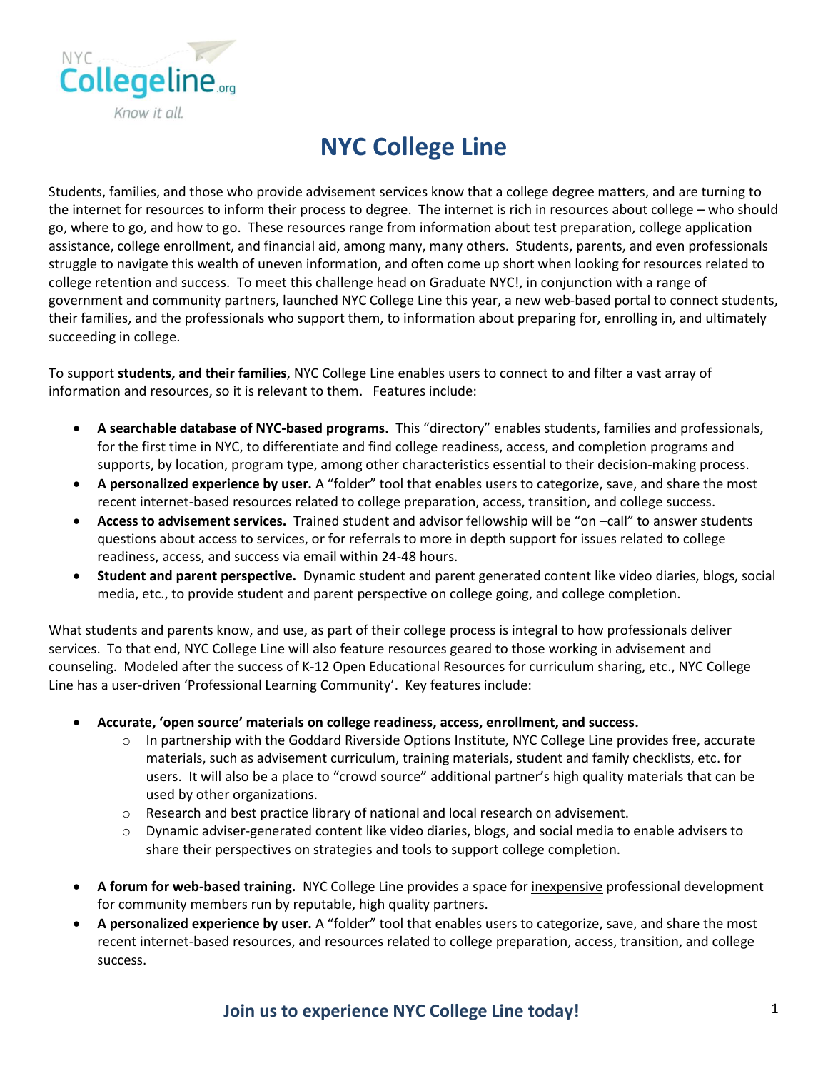# NYC College Line

Students, families, and those who provide advisement services know that a college degree matters, and are turning to the internet for resources to inform their process to degree. The internet is rich in resources about college – who should go, where to go, and how to go. These resources range from information about test preparation, college application assistance, college enrollment, and financial aid, among many, many others. Students, parents, and even professionals struggle to navigate this wealth of uneven information, and often come up short when looking for resources related to college retention and success. To meet this challenge head on Graduate NYC!, in conjunction with a range of government and community partners, launched NYC College Line this year, a new web-based portal to connect students, their families, and the professionals who support them, to information about preparing for, enrolling in, and ultimately succeeding in college.

To support **students, and their families**, NYC College Line enables users to connect to and filter a vast array of information and resources, so it is relevant to them. Features include:

- **A searchable database of NYC-based programs.** This "directory" enables students, families and professionals, for the first time in NYC, to differentiate and find college readiness, access, and completion programs and supports, by location, program type, among other characteristics essential to their decision-making process.
- **A personalized experience by user.** A "folder" tool that enables users to categorize, save, and share the most recent internet-based resources related to college preparation, access, transition, and college success.
- **Access to advisement services.** Trained student and advisor fellowship will be "on –call" to answer students questions about access to services, or for referrals to more in depth support for issues related to college readiness, access, and success via email within 24-48 hours.
- **Student and parent perspective.** Dynamic student and parent generated content like video diaries, blogs, social media, etc., to provide student and parent perspective on college going, and college completion.

What students and parents know, and use, as part of their college process is integral to how professionals deliver services. To that end, NYC College Line will also feature resources geared to those working in advisement and counseling. Modeled after the success of K-12 Open Educational Resources for curriculum sharing, etc., NYC College Line has a user-driven 'Professional Learning Community'. Key features include:

- **Accurate, 'open source' materials on college readiness, access, enrollment, and success.**
  - In partnership with the Goddard Riverside Options Institute, NYC College Line provides free, accurate materials, such as advisement curriculum, training materials, student and family checklists, etc. for users. It will also be a place to "crowd source" additional partner's high quality materials that can be used by other organizations.
  - Research and best practice library of national and local research on advisement.
  - Dynamic adviser-generated content like video diaries, blogs, and social media to enable advisers to share their perspectives on strategies and tools to support college completion.

- **A forum for web-based training.** NYC College Line provides a space for inexpensive professional development for community members run by reputable, high quality partners.
- **A personalized experience by user.** A "folder" tool that enables users to categorize, save, and share the most recent internet-based resources, and resources related to college preparation, access, transition, and college success.

**Join us to experience NYC College Line today!**